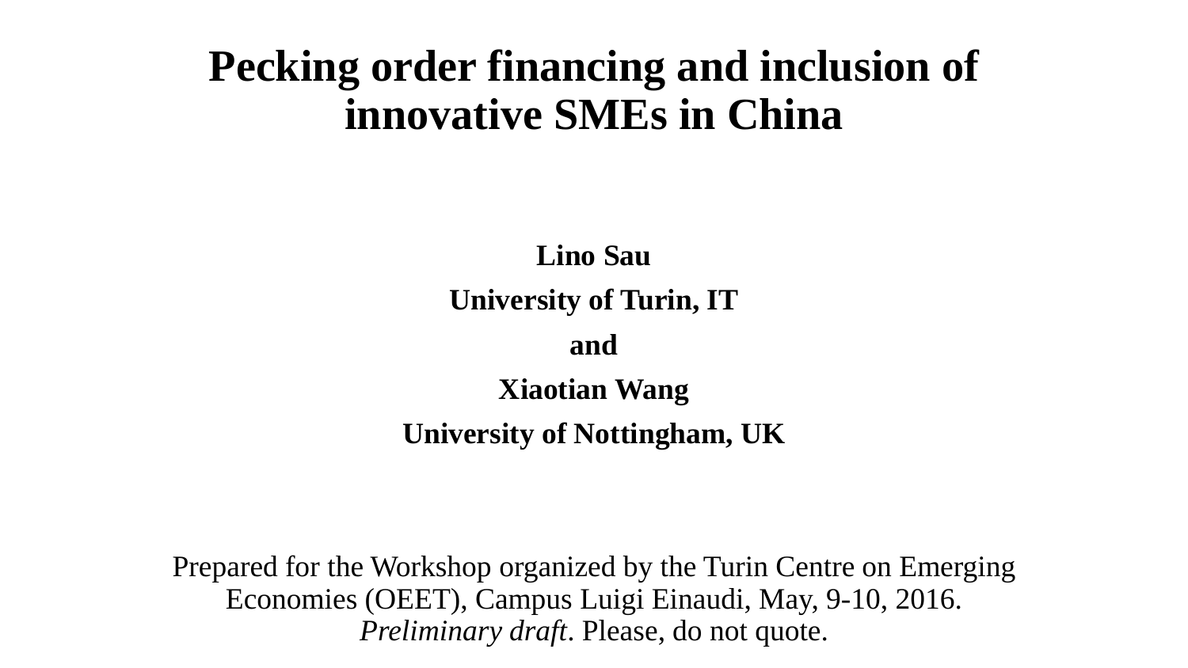# Pecking order financing and inclusion of innovative SMEs in China

**Lino Sau**

**University of Turin, IT**

**and**

**Xiaotian Wang**

**University of Nottingham, UK**

Prepared for the Workshop organized by the Turin Centre on Emerging Economies (OEET), Campus Luigi Einaudi, May, 9-10, 2016. *Preliminary draft*. Please, do not quote.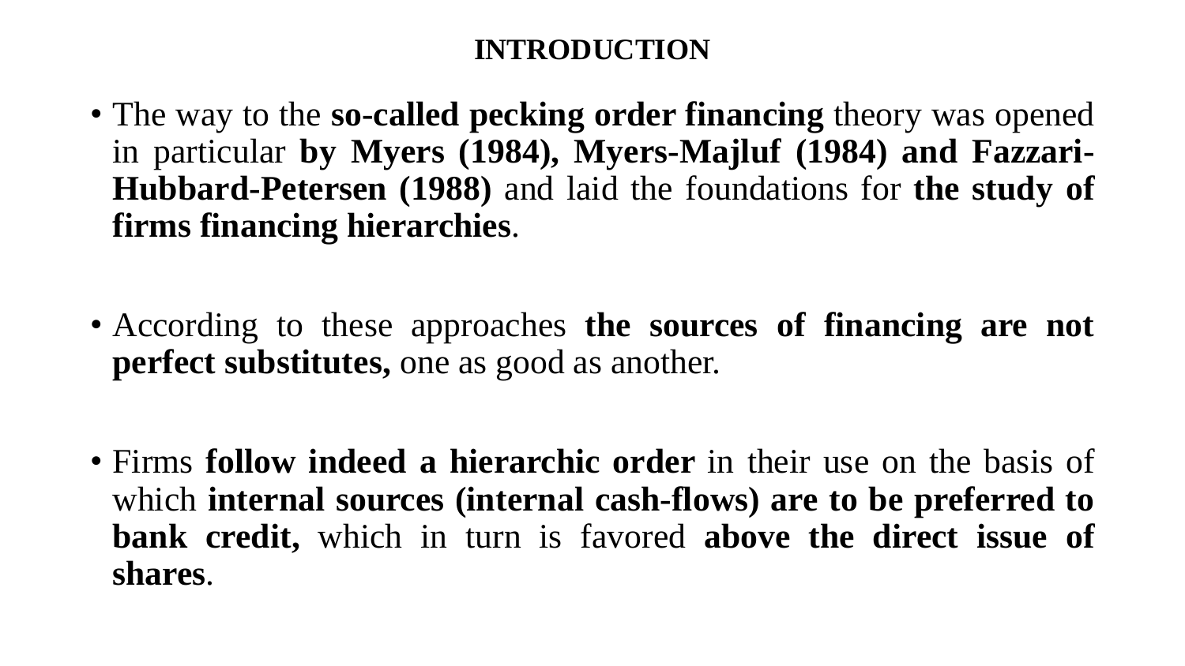# INTRODUCTION

- The way to the **so-called pecking order financing** theory was opened in particular **by Myers (1984), Myers-Majluf (1984) and Fazzari-Hubbard-Petersen (1988)** and laid the foundations for **the study of firms financing hierarchies**.

- According to these approaches **the sources of financing are not perfect substitutes,** one as good as another.

- Firms **follow indeed a hierarchic order** in their use on the basis of which **internal sources (internal cash-flows) are to be preferred to bank credit,** which in turn is favored **above the direct issue of shares**.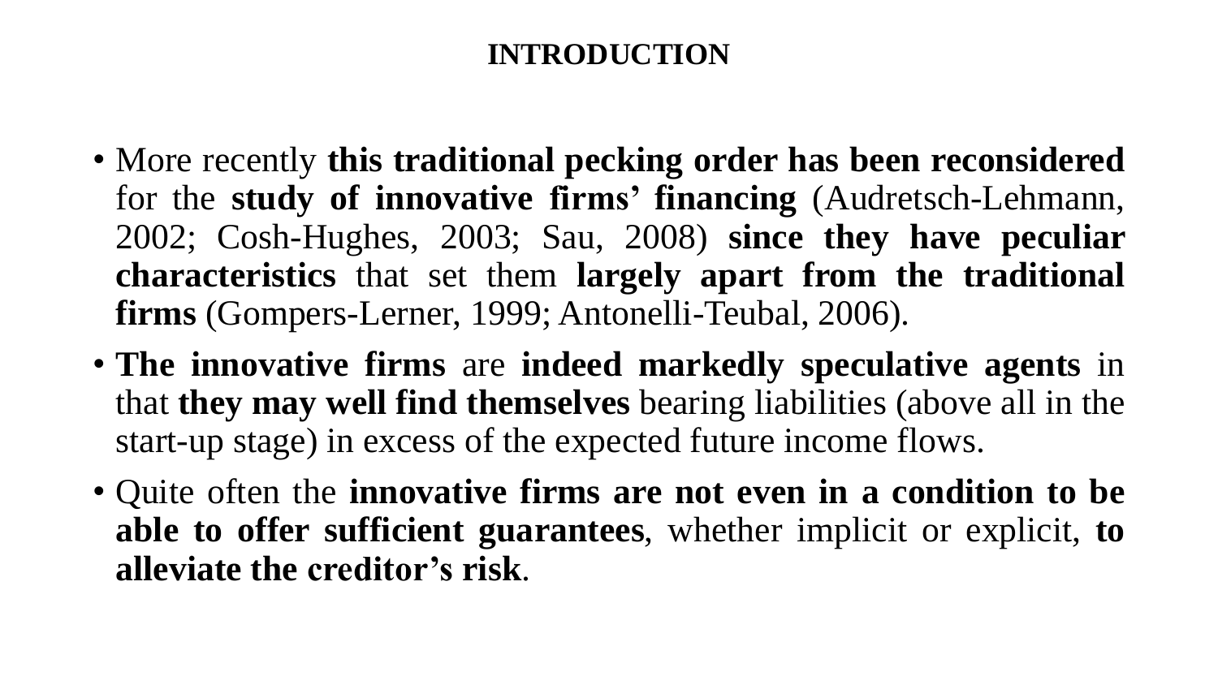# INTRODUCTION

- More recently **this traditional pecking order has been reconsidered** for the **study of innovative firms' financing** (Audretsch-Lehmann, 2002; Cosh-Hughes, 2003; Sau, 2008) **since they have peculiar characteristics** that set them **largely apart from the traditional firms** (Gompers-Lerner, 1999; Antonelli-Teubal, 2006).
- **The innovative firms** are **indeed markedly speculative agents** in that **they may well find themselves** bearing liabilities (above all in the start-up stage) in excess of the expected future income flows.
- Quite often the **innovative firms are not even in a condition to be able to offer sufficient guarantees**, whether implicit or explicit, **to alleviate the creditor's risk**.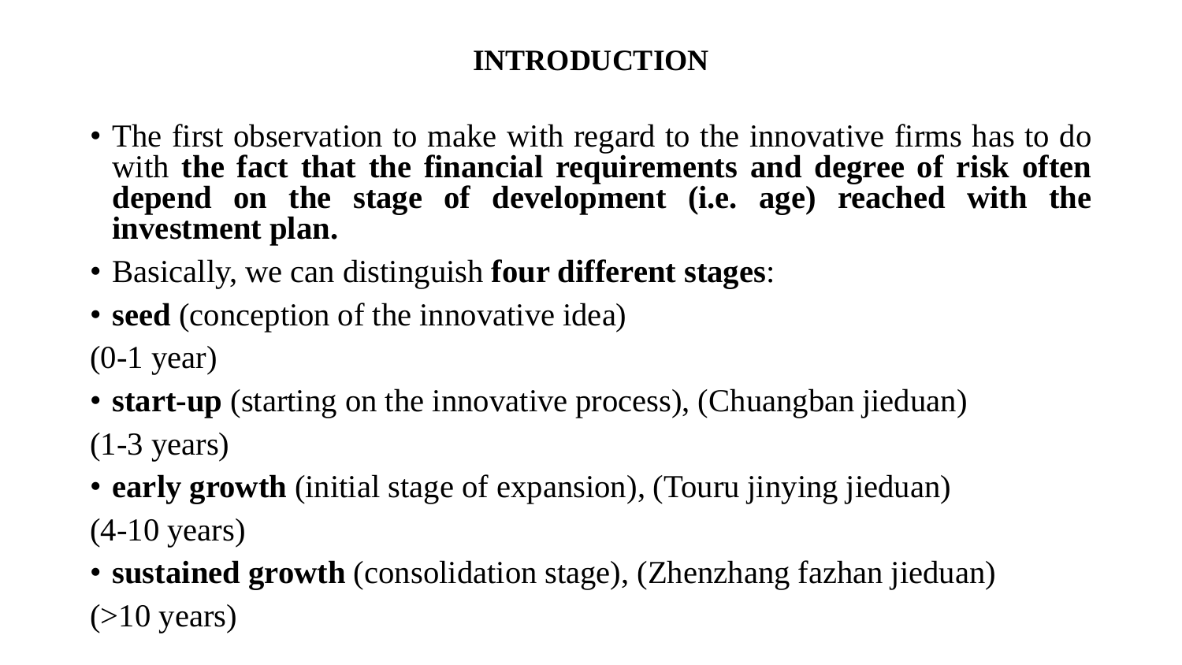# INTRODUCTION

- The first observation to make with regard to the innovative firms has to do with **the fact that the financial requirements and degree of risk often depend on the stage of development (i.e. age) reached with the investment plan.**
- Basically, we can distinguish **four different stages**:
- **seed** (conception of the innovative idea)

(0-1 year)

- **start-up** (starting on the innovative process), (Chuangban jieduan)

(1-3 years)

- **early growth** (initial stage of expansion), (Touru jinying jieduan)

(4-10 years)

- **sustained growth** (consolidation stage), (Zhenzhang fazhan jieduan)

(>10 years)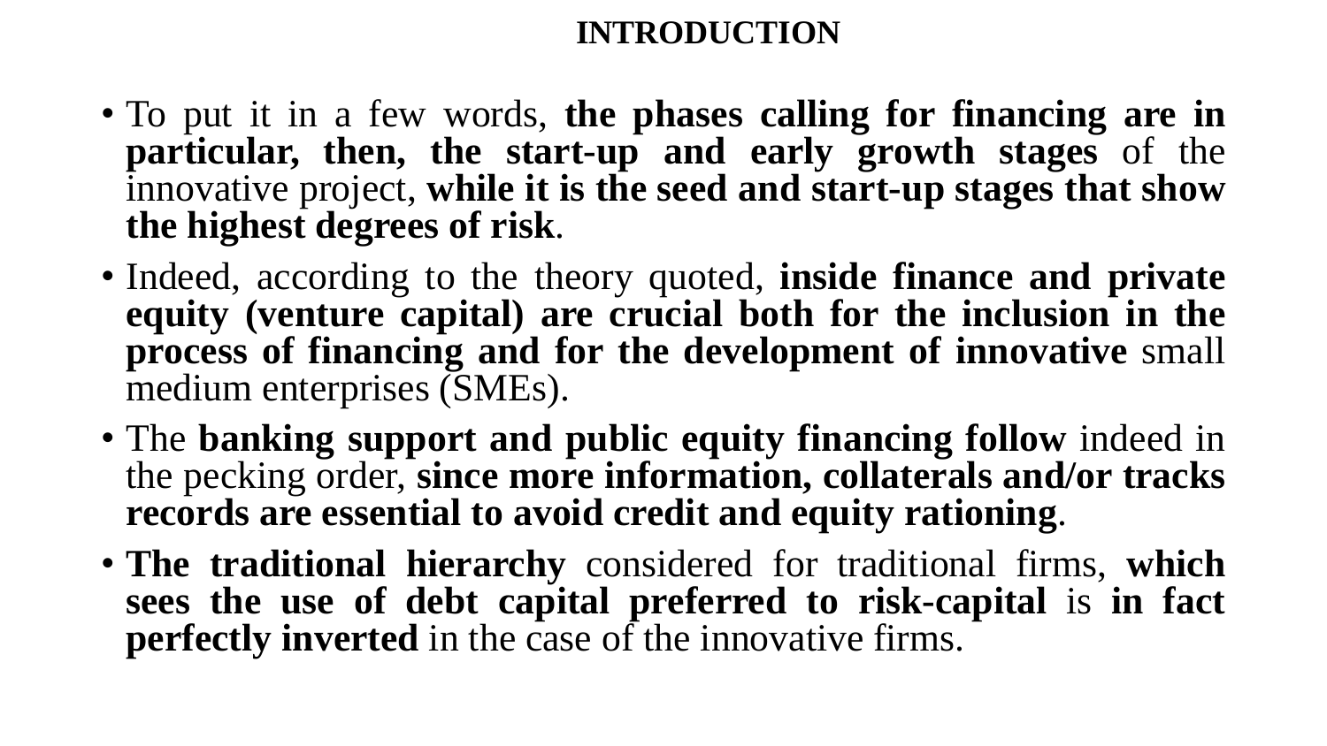# INTRODUCTION

- To put it in a few words, **the phases calling for financing are in particular, then, the start-up and early growth stages** of the innovative project, **while it is the seed and start-up stages that show the highest degrees of risk**.
- Indeed, according to the theory quoted, **inside finance and private equity (venture capital) are crucial both for the inclusion in the process of financing and for the development of innovative** small medium enterprises (SMEs).
- The **banking support and public equity financing follow** indeed in the pecking order, **since more information, collaterals and/or tracks records are essential to avoid credit and equity rationing**.
- **The traditional hierarchy** considered for traditional firms, **which sees the use of debt capital preferred to risk-capital** is **in fact perfectly inverted** in the case of the innovative firms.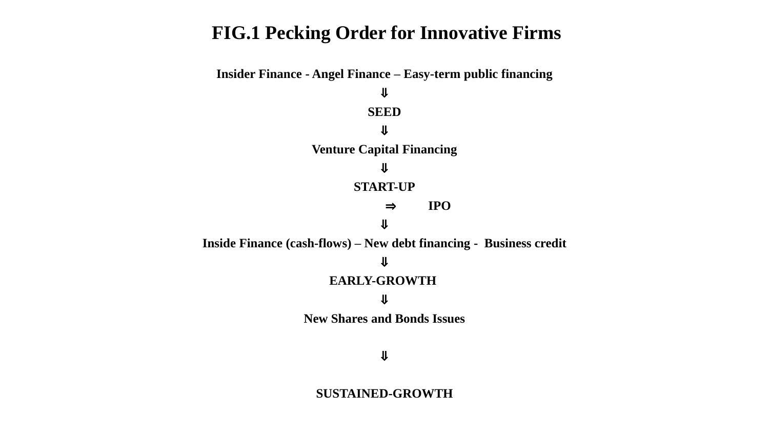## FIG.1 Pecking Order for Innovative Firms

**Insider Finance - Angel Finance – Easy-term public financing**

**⇓**

**SEED**

**⇓**

**Venture Capital Financing**

**⇓**

**START-UP**

**⇒ IPO**

**⇓**

**Inside Finance (cash-flows) – New debt financing - Business credit**

**⇓**

**EARLY-GROWTH**

**⇓**

**New Shares and Bonds Issues**

**⇓**

**SUSTAINED-GROWTH**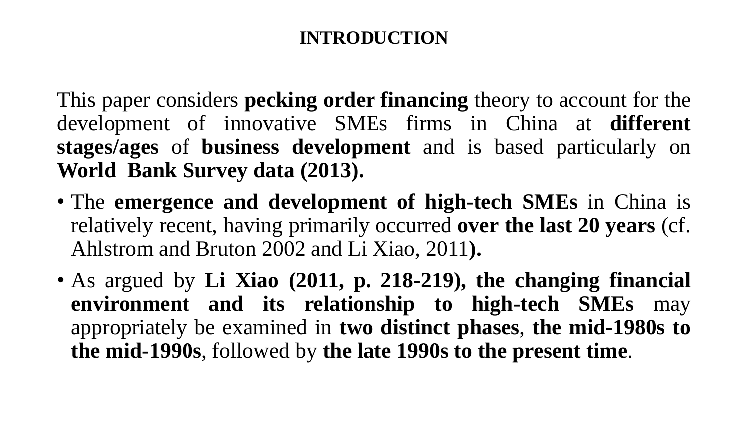# INTRODUCTION

This paper considers **pecking order financing** theory to account for the development of innovative SMEs firms in China at **different stages/ages** of **business development** and is based particularly on **World Bank Survey data (2013).**

- The **emergence and development of high-tech SMEs** in China is relatively recent, having primarily occurred **over the last 20 years** (cf. Ahlstrom and Bruton 2002 and Li Xiao, 2011**).**
- As argued by **Li Xiao (2011, p. 218-219), the changing financial environment and its relationship to high-tech SMEs** may appropriately be examined in **two distinct phases**, **the mid-1980s to the mid-1990s**, followed by **the late 1990s to the present time**.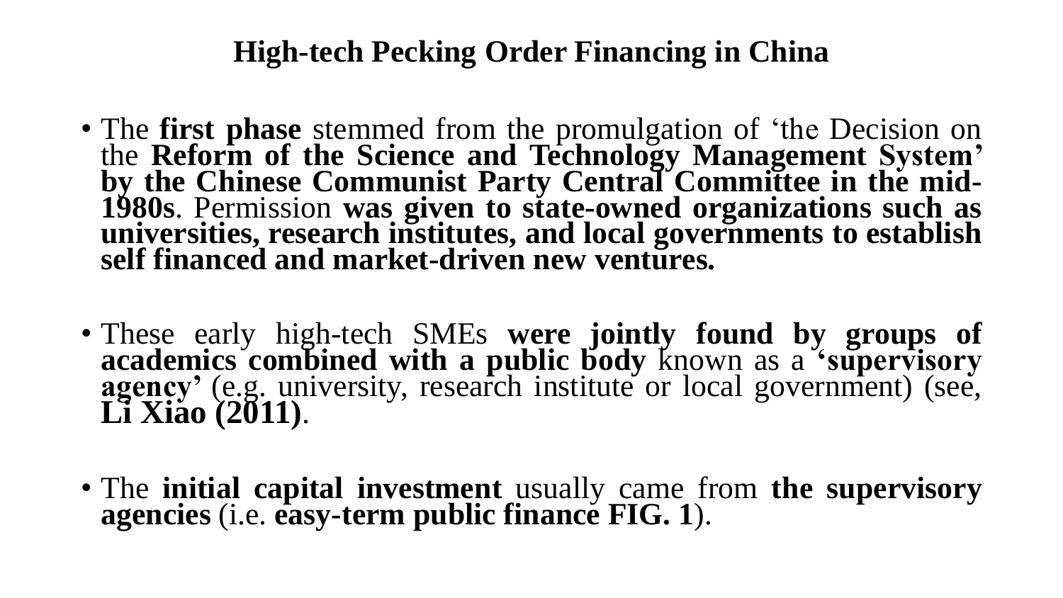# High-tech Pecking Order Financing in China

- The **first phase** stemmed from the promulgation of 'the Decision on the **Reform of the Science and Technology Management System' by the Chinese Communist Party Central Committee in the mid-1980s**. Permission **was given to state-owned organizations such as universities, research institutes, and local governments to establish self financed and market-driven new ventures.**

- These early high-tech SMEs **were jointly found by groups of academics combined with a public body** known as a **'supervisory agency'** (e.g. university, research institute or local government) (see, **Li Xiao (2011)**.

- The **initial capital investment** usually came from **the supervisory agencies** (i.e. **easy-term public finance FIG. 1**).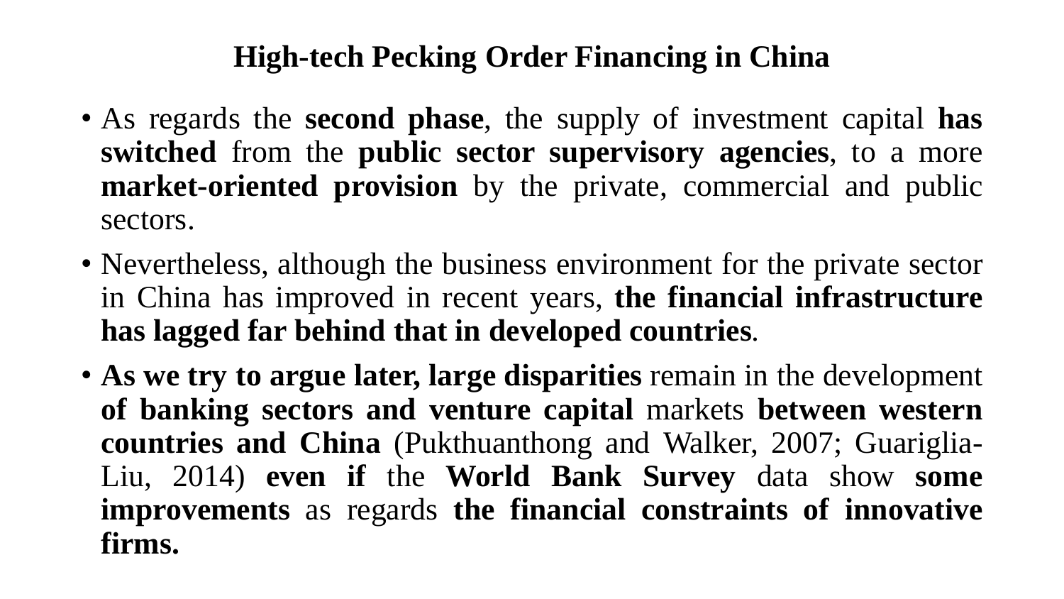# High-tech Pecking Order Financing in China

- As regards the **second phase**, the supply of investment capital **has switched** from the **public sector supervisory agencies**, to a more **market-oriented provision** by the private, commercial and public sectors.
- Nevertheless, although the business environment for the private sector in China has improved in recent years, **the financial infrastructure has lagged far behind that in developed countries**.
- **As we try to argue later, large disparities** remain in the development **of banking sectors and venture capital** markets **between western countries and China** (Pukthuanthong and Walker, 2007; Guariglia-Liu, 2014) **even if** the **World Bank Survey** data show **some improvements** as regards **the financial constraints of innovative firms.**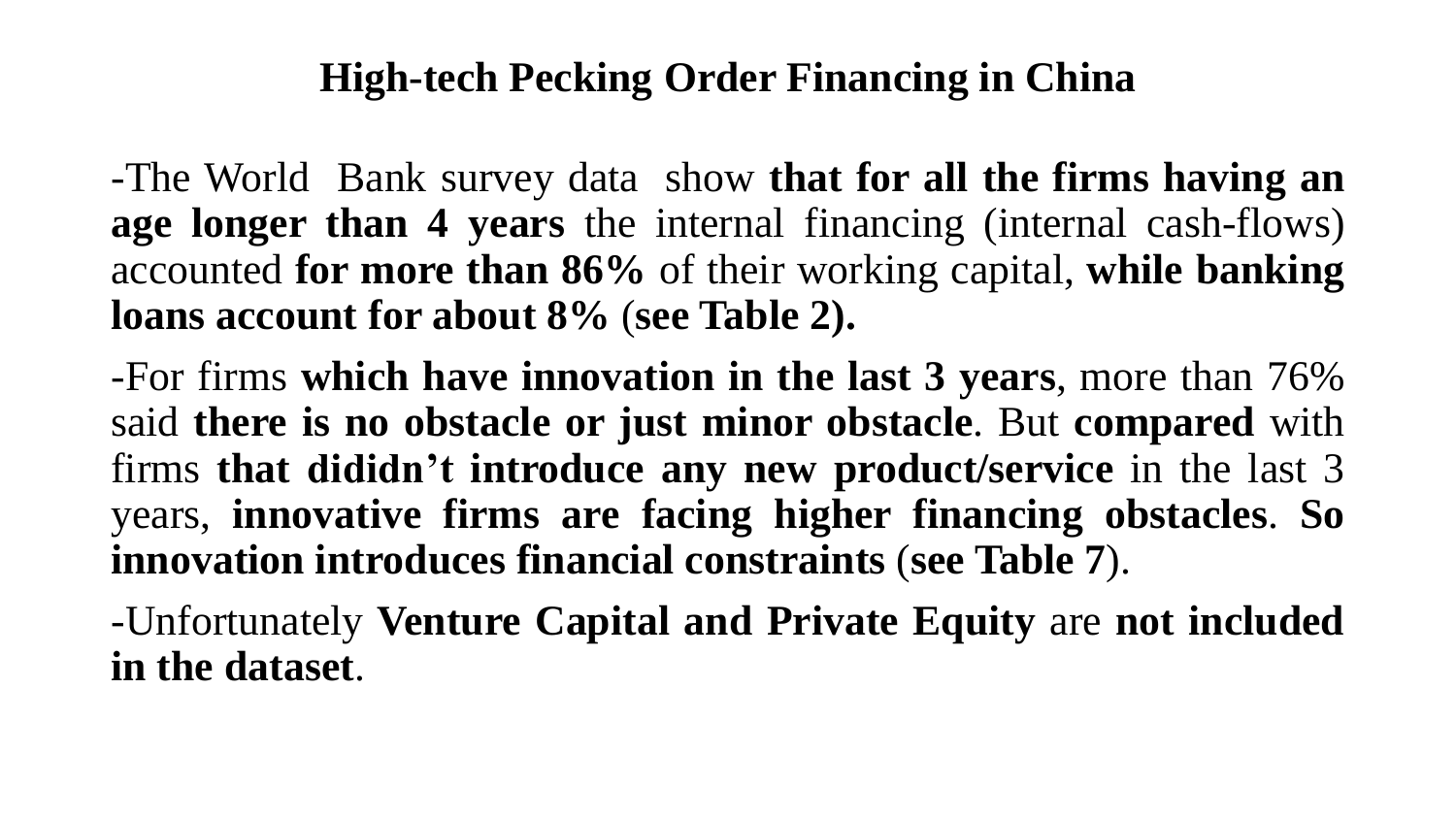# High-tech Pecking Order Financing in China

-The World Bank survey data show **that for all the firms having an age longer than 4 years** the internal financing (internal cash-flows) accounted **for more than 86%** of their working capital, **while banking loans account for about 8% (see Table 2).**

-For firms **which have innovation in the last 3 years**, more than 76% said **there is no obstacle or just minor obstacle**. But **compared** with firms **that dididn't introduce any new product/service** in the last 3 years, **innovative firms are facing higher financing obstacles**. **So innovation introduces financial constraints** (**see Table 7**).

-Unfortunately **Venture Capital and Private Equity** are **not included in the dataset**.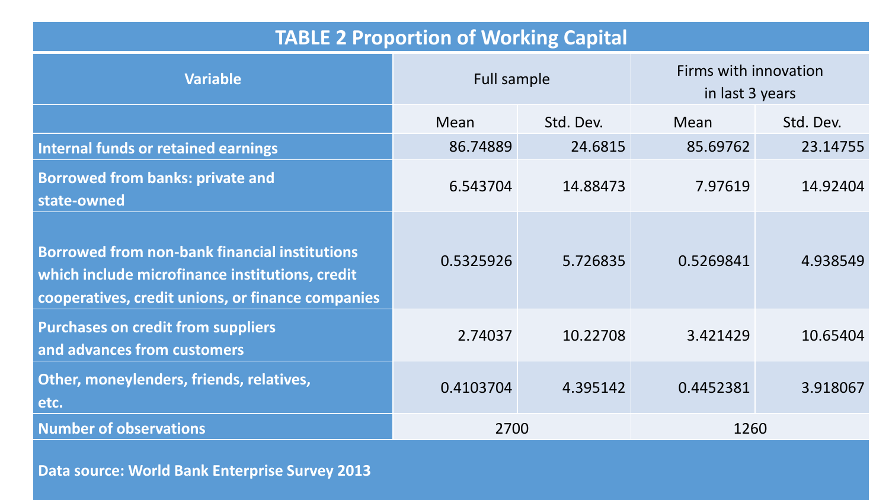**TABLE 2 Proportion of Working Capital**

| Variable | Full sample | | Firms with innovation in last 3 years | |
|---|---|---|---|---|
| | Mean | Std. Dev. | Mean | Std. Dev. |
| Internal funds or retained earnings | 86.74889 | 24.6815 | 85.69762 | 23.14755 |
| Borrowed from banks: private and state-owned | 6.543704 | 14.88473 | 7.97619 | 14.92404 |
| Borrowed from non-bank financial institutions which include microfinance institutions, credit cooperatives, credit unions, or finance companies | 0.5325926 | 5.726835 | 0.5269841 | 4.938549 |
| Purchases on credit from suppliers and advances from customers | 2.74037 | 10.22708 | 3.421429 | 10.65404 |
| Other, moneylenders, friends, relatives, etc. | 0.4103704 | 4.395142 | 0.4452381 | 3.918067 |
| Number of observations | 2700 | | 1260 | |

Data source: World Bank Enterprise Survey 2013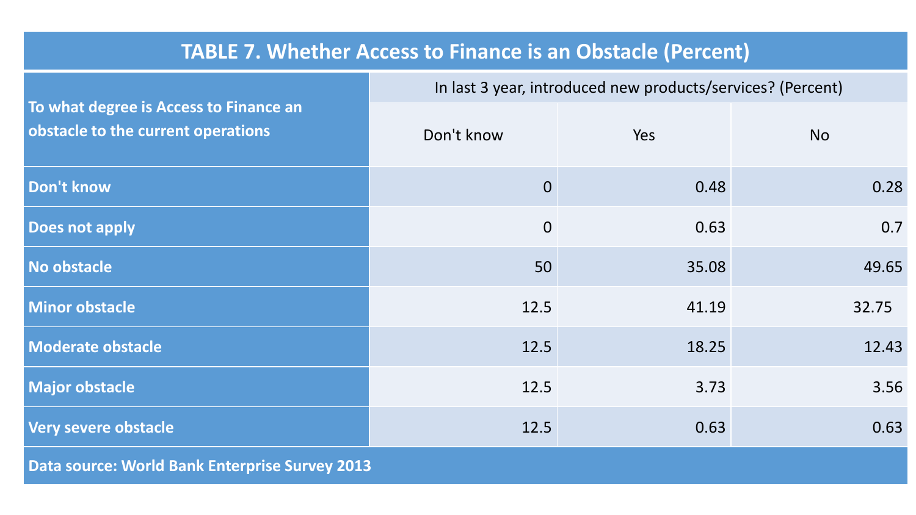# TABLE 7. Whether Access to Finance is an Obstacle (Percent)

| To what degree is Access to Finance an obstacle to the current operations | In last 3 year, introduced new products/services? (Percent) | | |
|---|---|---|---|
| | Don't know | Yes | No |
| Don't know | 0 | 0.48 | 0.28 |
| Does not apply | 0 | 0.63 | 0.7 |
| No obstacle | 50 | 35.08 | 49.65 |
| Minor obstacle | 12.5 | 41.19 | 32.75 |
| Moderate obstacle | 12.5 | 18.25 | 12.43 |
| Major obstacle | 12.5 | 3.73 | 3.56 |
| Very severe obstacle | 12.5 | 0.63 | 0.63 |

**Data source: World Bank Enterprise Survey 2013**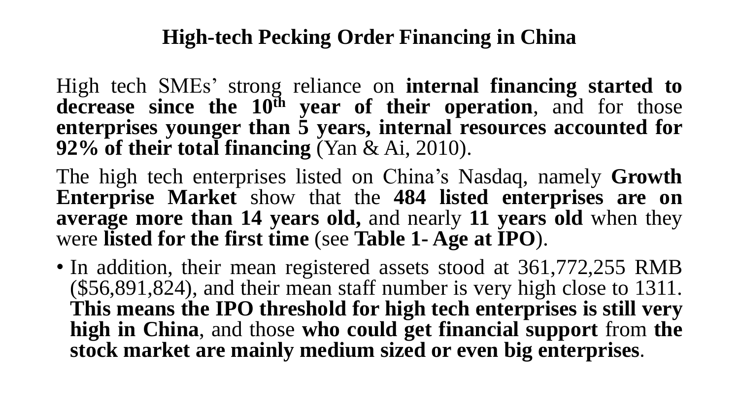# High-tech Pecking Order Financing in China

High tech SMEs' strong reliance on **internal financing started to decrease since the 10th year of their operation**, and for those **enterprises younger than 5 years, internal resources accounted for 92% of their total financing** (Yan & Ai, 2010).

The high tech enterprises listed on China's Nasdaq, namely **Growth Enterprise Market** show that the **484 listed enterprises are on average more than 14 years old,** and nearly **11 years old** when they were **listed for the first time** (see **Table 1- Age at IPO**).

- In addition, their mean registered assets stood at 361,772,255 RMB ($56,891,824), and their mean staff number is very high close to 1311. **This means the IPO threshold for high tech enterprises is still very high in China**, and those **who could get financial support** from **the stock market are mainly medium sized or even big enterprises**.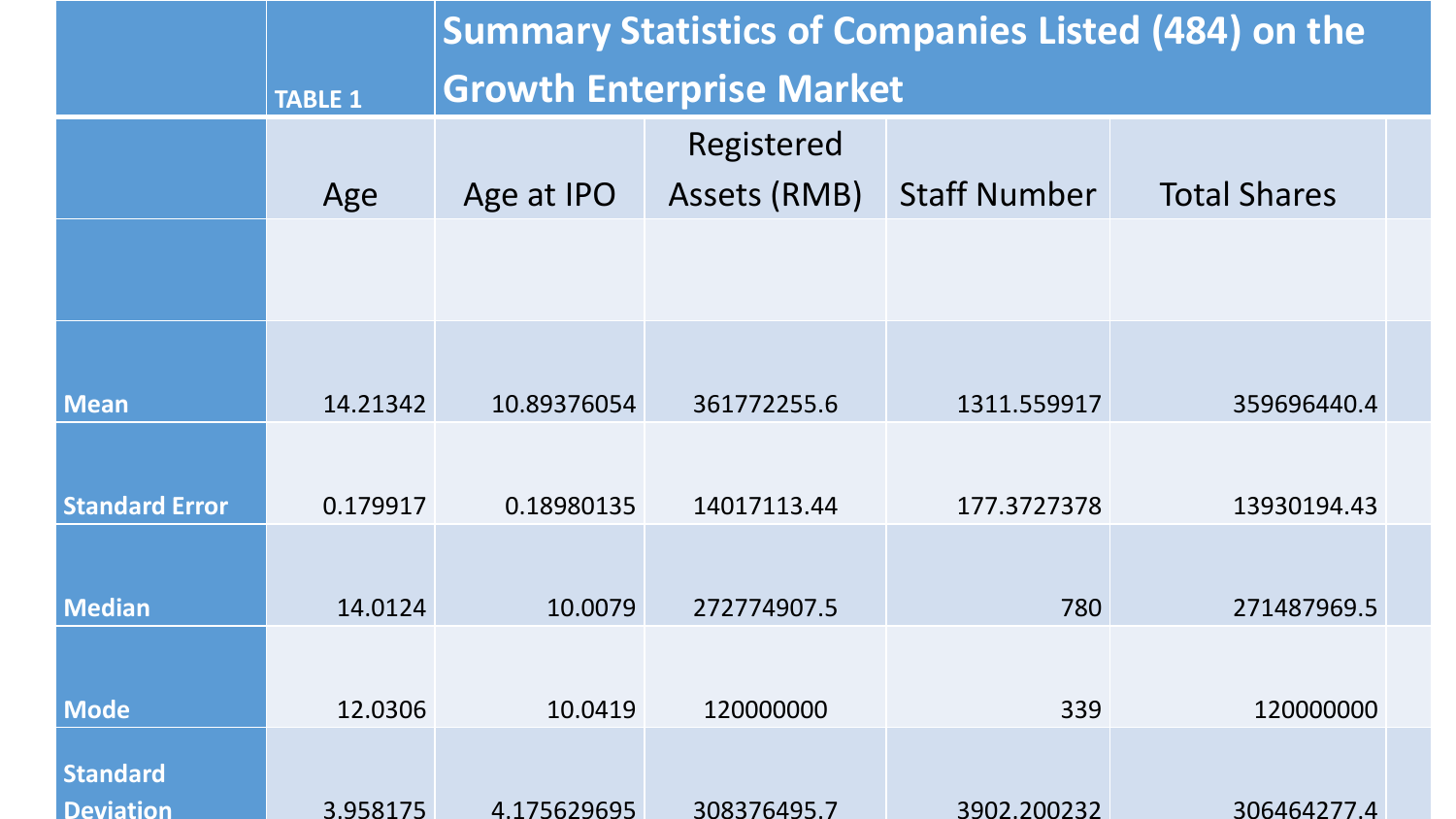| TABLE 1 | Summary Statistics of Companies Listed (484) on the Growth Enterprise Market | | | | |
|---|---|---|---|---|---|
| | Age | Age at IPO | Registered Assets (RMB) | Staff Number | Total Shares |
| | | | | | |
| **Mean** | 14.21342 | 10.89376054 | 361772255.6 | 1311.559917 | 359696440.4 |
| **Standard Error** | 0.179917 | 0.18980135 | 14017113.44 | 177.3727378 | 13930194.43 |
| **Median** | 14.0124 | 10.0079 | 272774907.5 | 780 | 271487969.5 |
| **Mode** | 12.0306 | 10.0419 | 120000000 | 339 | 120000000 |
| **Standard Deviation** | 3.958175 | 4.175629695 | 308376495.7 | 3902.200232 | 306464277.4 |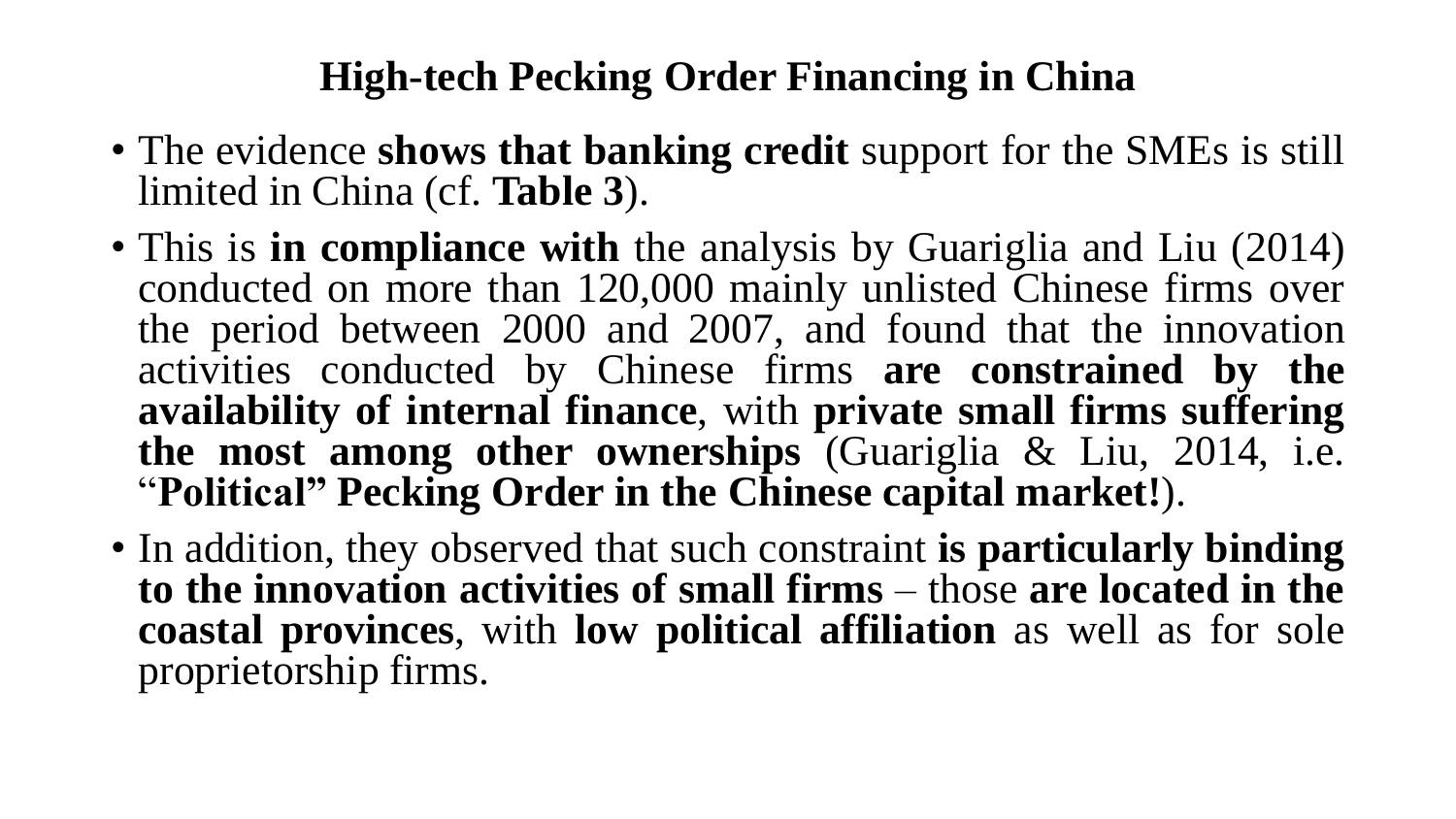# High-tech Pecking Order Financing in China

- The evidence **shows that banking credit** support for the SMEs is still limited in China (cf. **Table 3**).
- This is **in compliance with** the analysis by Guariglia and Liu (2014) conducted on more than 120,000 mainly unlisted Chinese firms over the period between 2000 and 2007, and found that the innovation activities conducted by Chinese firms **are constrained by the availability of internal finance**, with **private small firms suffering the most among other ownerships** (Guariglia & Liu, 2014, i.e. "**Political" Pecking Order in the Chinese capital market!**).
- In addition, they observed that such constraint **is particularly binding to the innovation activities of small firms** – those **are located in the coastal provinces**, with **low political affiliation** as well as for sole proprietorship firms.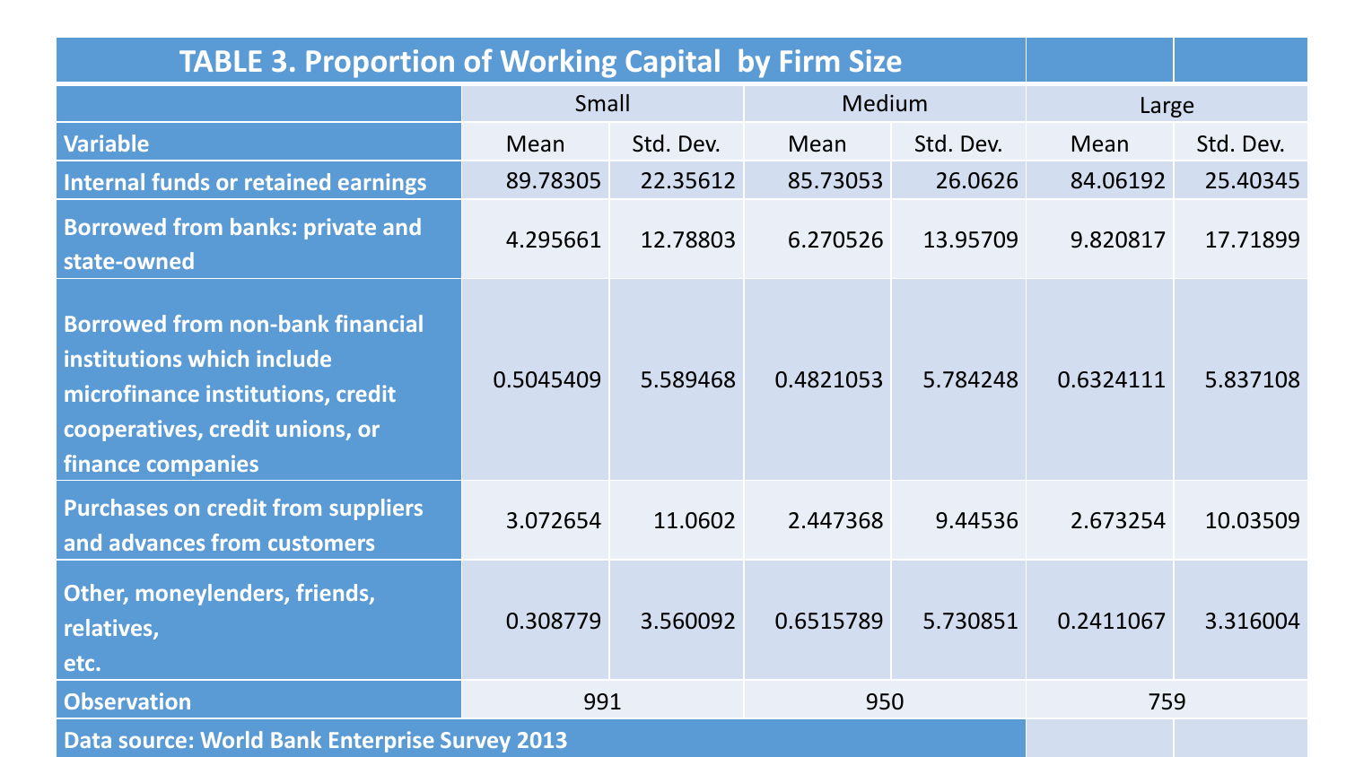| TABLE 3. Proportion of Working Capital by Firm Size | | | | | | |
|---|---|---|---|---|---|---|
| | Small | | Medium | | Large | |
| Variable | Mean | Std. Dev. | Mean | Std. Dev. | Mean | Std. Dev. |
| Internal funds or retained earnings | 89.78305 | 22.35612 | 85.73053 | 26.0626 | 84.06192 | 25.40345 |
| Borrowed from banks: private and state-owned | 4.295661 | 12.78803 | 6.270526 | 13.95709 | 9.820817 | 17.71899 |
| Borrowed from non-bank financial institutions which include microfinance institutions, credit cooperatives, credit unions, or finance companies | 0.5045409 | 5.589468 | 0.4821053 | 5.784248 | 0.6324111 | 5.837108 |
| Purchases on credit from suppliers and advances from customers | 3.072654 | 11.0602 | 2.447368 | 9.44536 | 2.673254 | 10.03509 |
| Other, moneylenders, friends, relatives, etc. | 0.308779 | 3.560092 | 0.6515789 | 5.730851 | 0.2411067 | 3.316004 |
| Observation | 991 | | 950 | | 759 | |
| Data source: World Bank Enterprise Survey 2013 | | | | | | |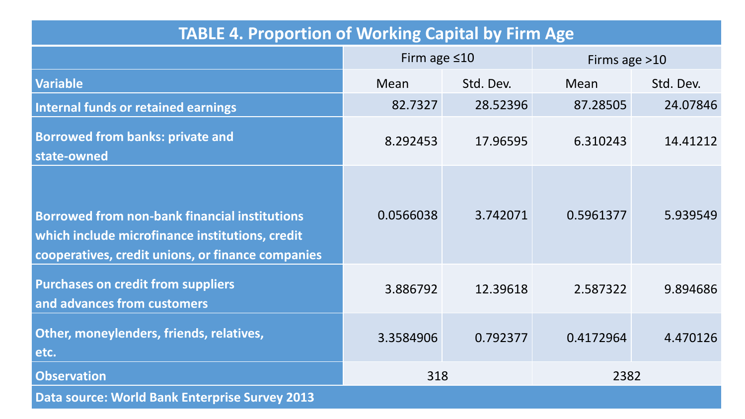**TABLE 4. Proportion of Working Capital by Firm Age**

| Variable | Firm age ≤10 | | Firms age >10 | |
|---|---|---|---|---|
| | Mean | Std. Dev. | Mean | Std. Dev. |
| Internal funds or retained earnings | 82.7327 | 28.52396 | 87.28505 | 24.07846 |
| Borrowed from banks: private and state-owned | 8.292453 | 17.96595 | 6.310243 | 14.41212 |
| Borrowed from non-bank financial institutions which include microfinance institutions, credit cooperatives, credit unions, or finance companies | 0.0566038 | 3.742071 | 0.5961377 | 5.939549 |
| Purchases on credit from suppliers and advances from customers | 3.886792 | 12.39618 | 2.587322 | 9.894686 |
| Other, moneylenders, friends, relatives, etc. | 3.3584906 | 0.792377 | 0.4172964 | 4.470126 |
| Observation | 318 | | 2382 | |

Data source: World Bank Enterprise Survey 2013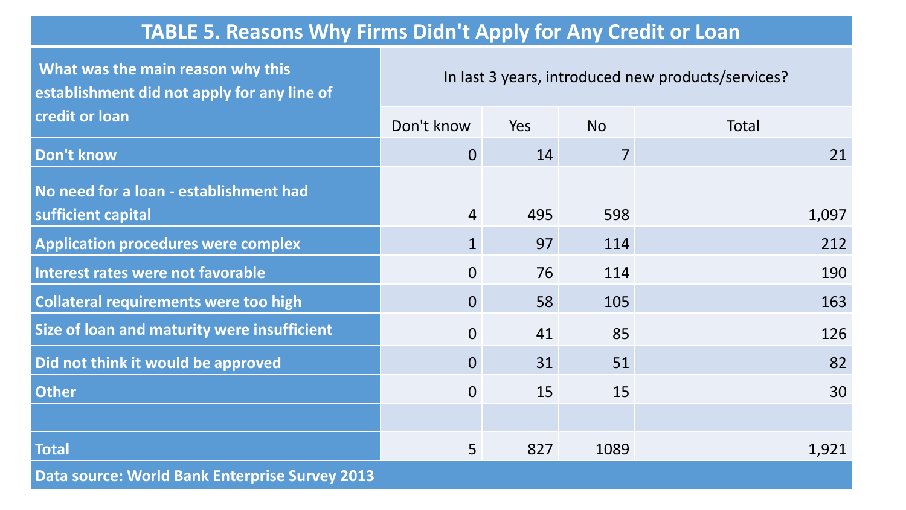## TABLE 5. Reasons Why Firms Didn't Apply for Any Credit or Loan

| What was the main reason why this establishment did not apply for any line of credit or loan | In last 3 years, introduced new products/services? | | | |
|---|---|---|---|---|
| | Don't know | Yes | No | Total |
| Don't know | 0 | 14 | 7 | 21 |
| No need for a loan - establishment had sufficient capital | 4 | 495 | 598 | 1,097 |
| Application procedures were complex | 1 | 97 | 114 | 212 |
| Interest rates were not favorable | 0 | 76 | 114 | 190 |
| Collateral requirements were too high | 0 | 58 | 105 | 163 |
| Size of loan and maturity were insufficient | 0 | 41 | 85 | 126 |
| Did not think it would be approved | 0 | 31 | 51 | 82 |
| Other | 0 | 15 | 15 | 30 |
| | | | | |
| Total | 5 | 827 | 1089 | 1,921 |

Data source: World Bank Enterprise Survey 2013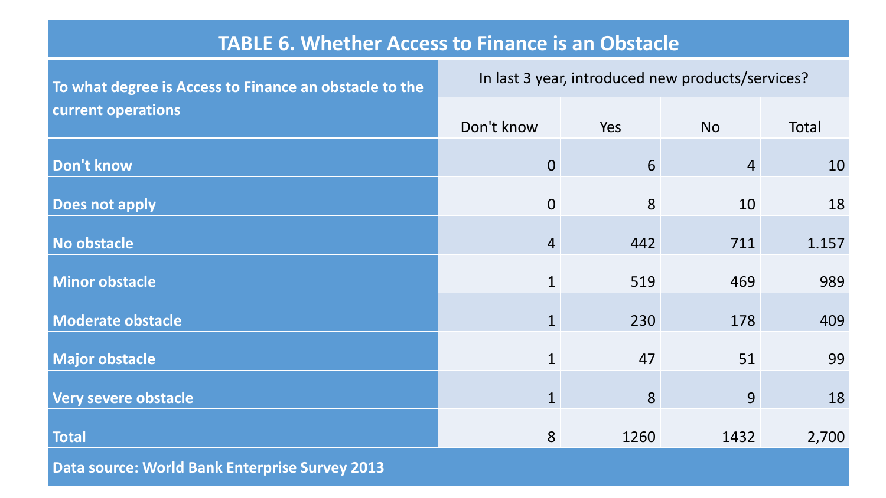## TABLE 6. Whether Access to Finance is an Obstacle

| To what degree is Access to Finance an obstacle to the current operations | In last 3 year, introduced new products/services? | | | |
|---|---|---|---|---|
| | Don't know | Yes | No | Total |
| Don't know | 0 | 6 | 4 | 10 |
| Does not apply | 0 | 8 | 10 | 18 |
| No obstacle | 4 | 442 | 711 | 1.157 |
| Minor obstacle | 1 | 519 | 469 | 989 |
| Moderate obstacle | 1 | 230 | 178 | 409 |
| Major obstacle | 1 | 47 | 51 | 99 |
| Very severe obstacle | 1 | 8 | 9 | 18 |
| Total | 8 | 1260 | 1432 | 2,700 |

Data source: World Bank Enterprise Survey 2013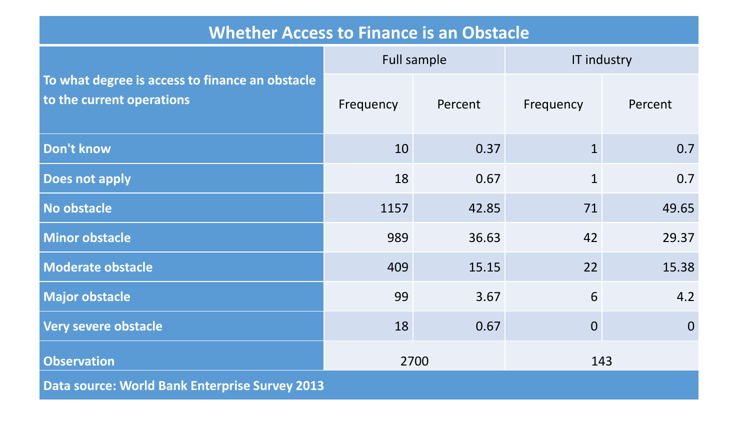## Whether Access to Finance is an Obstacle

| To what degree is access to finance an obstacle to the current operations | Full sample | | IT industry | |
|---|---|---|---|---|
| | Frequency | Percent | Frequency | Percent |
| Don't know | 10 | 0.37 | 1 | 0.7 |
| Does not apply | 18 | 0.67 | 1 | 0.7 |
| No obstacle | 1157 | 42.85 | 71 | 49.65 |
| Minor obstacle | 989 | 36.63 | 42 | 29.37 |
| Moderate obstacle | 409 | 15.15 | 22 | 15.38 |
| Major obstacle | 99 | 3.67 | 6 | 4.2 |
| Very severe obstacle | 18 | 0.67 | 0 | 0 |
| Observation | 2700 | | 143 | |

Data source: World Bank Enterprise Survey 2013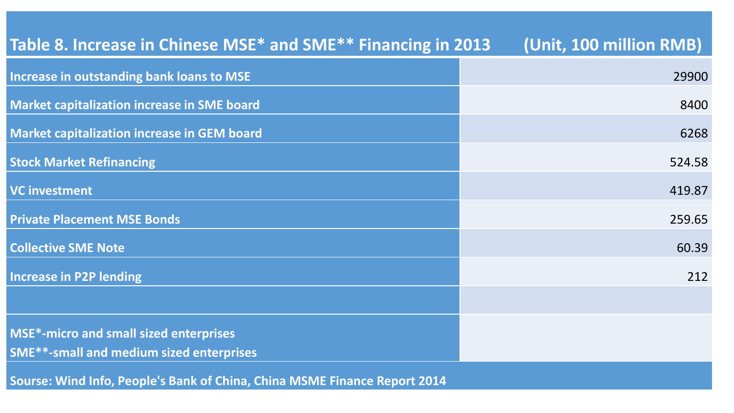## Table 8. Increase in Chinese MSE* and SME** Financing in 2013 (Unit, 100 million RMB)

| Item | Value |
|---|---|
| Increase in outstanding bank loans to MSE | 29900 |
| Market capitalization increase in SME board | 8400 |
| Market capitalization increase in GEM board | 6268 |
| Stock Market Refinancing | 524.58 |
| VC investment | 419.87 |
| Private Placement MSE Bonds | 259.65 |
| Collective SME Note | 60.39 |
| Increase in P2P lending | 212 |

MSE*-micro and small sized enterprises
SME**-small and medium sized enterprises

Sourse: Wind Info, People's Bank of China, China MSME Finance Report 2014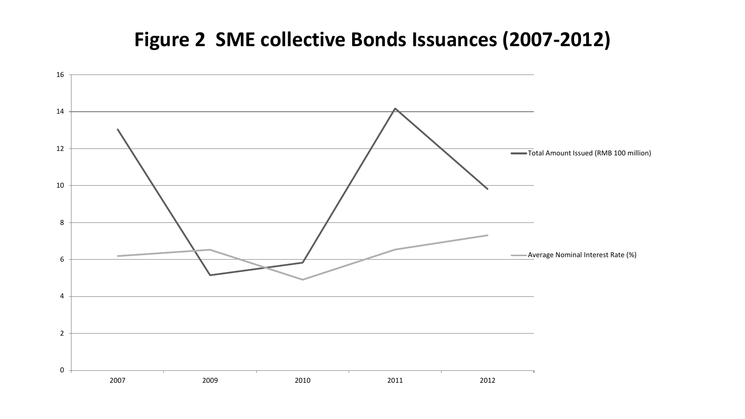# Figure 2 SME collective Bonds Issuances (2007-2012)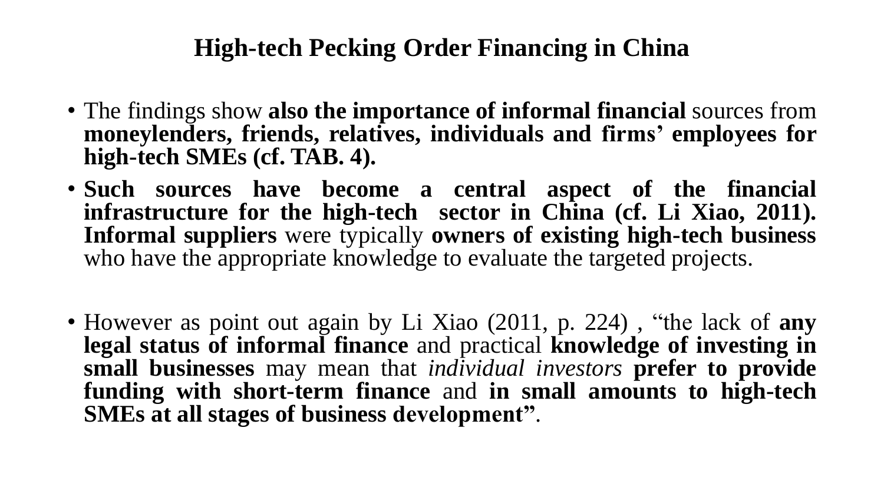# High-tech Pecking Order Financing in China

- The findings show **also the importance of informal financial** sources from **moneylenders, friends, relatives, individuals and firms' employees for high-tech SMEs (cf. TAB. 4).**
- **Such sources have become a central aspect of the financial infrastructure for the high-tech sector in China (cf. Li Xiao, 2011). Informal suppliers** were typically **owners of existing high-tech business** who have the appropriate knowledge to evaluate the targeted projects.

- However as point out again by Li Xiao (2011, p. 224) , "the lack of **any legal status of informal finance** and practical **knowledge of investing in small businesses** may mean that *individual investors* **prefer to provide funding with short-term finance** and **in small amounts to high-tech SMEs at all stages of business development"**.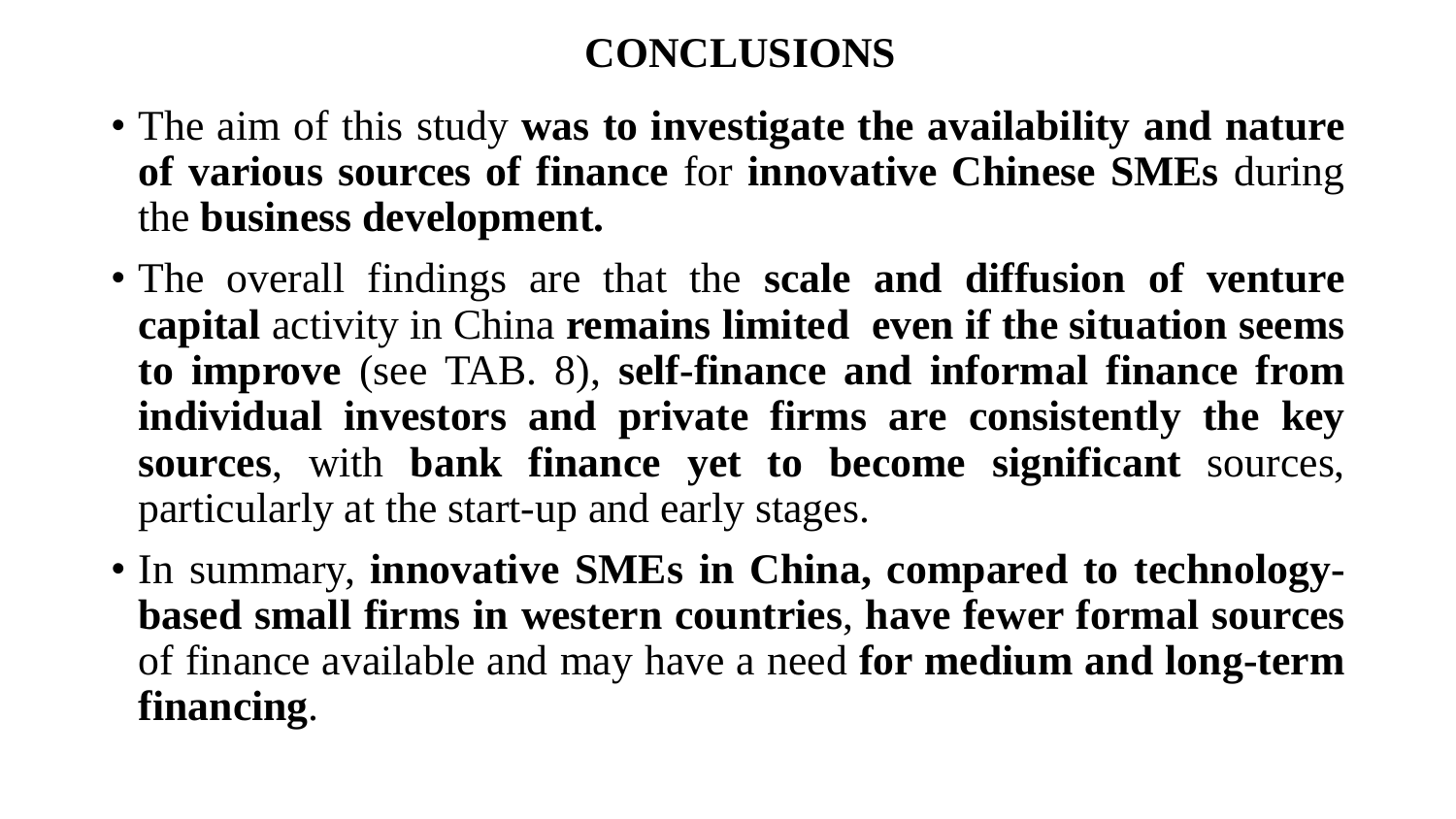# CONCLUSIONS

- The aim of this study **was to investigate the availability and nature of various sources of finance** for **innovative Chinese SMEs** during the **business development.**
- The overall findings are that the **scale and diffusion of venture capital** activity in China **remains limited even if the situation seems to improve** (see TAB. 8), **self-finance and informal finance from individual investors and private firms are consistently the key sources**, with **bank finance yet to become significant** sources, particularly at the start-up and early stages.
- In summary, **innovative SMEs in China, compared to technology-based small firms in western countries**, **have fewer formal sources** of finance available and may have a need **for medium and long-term financing**.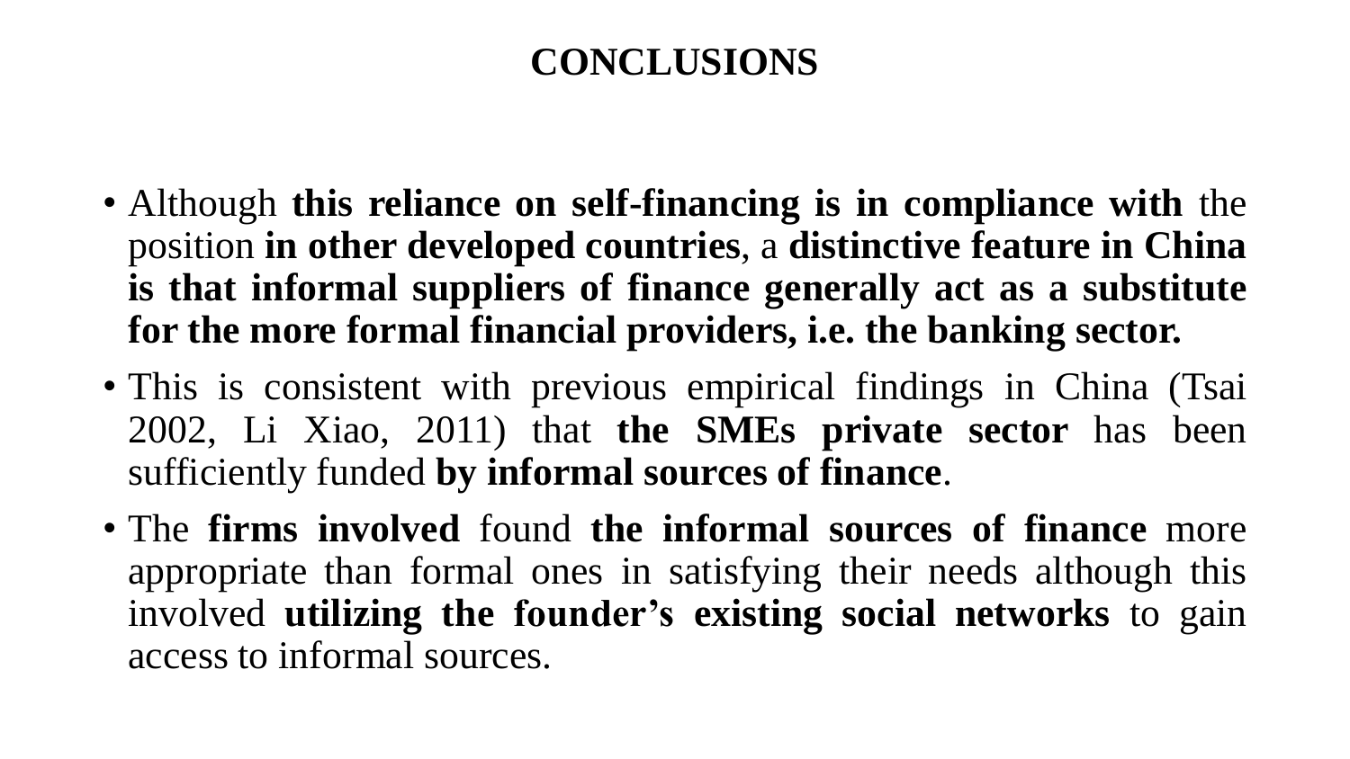# CONCLUSIONS

- Although **this reliance on self-financing is in compliance with** the position **in other developed countries**, a **distinctive feature in China is that informal suppliers of finance generally act as a substitute for the more formal financial providers, i.e. the banking sector.**
- This is consistent with previous empirical findings in China (Tsai 2002, Li Xiao, 2011) that **the SMEs private sector** has been sufficiently funded **by informal sources of finance**.
- The **firms involved** found **the informal sources of finance** more appropriate than formal ones in satisfying their needs although this involved **utilizing the founder's existing social networks** to gain access to informal sources.